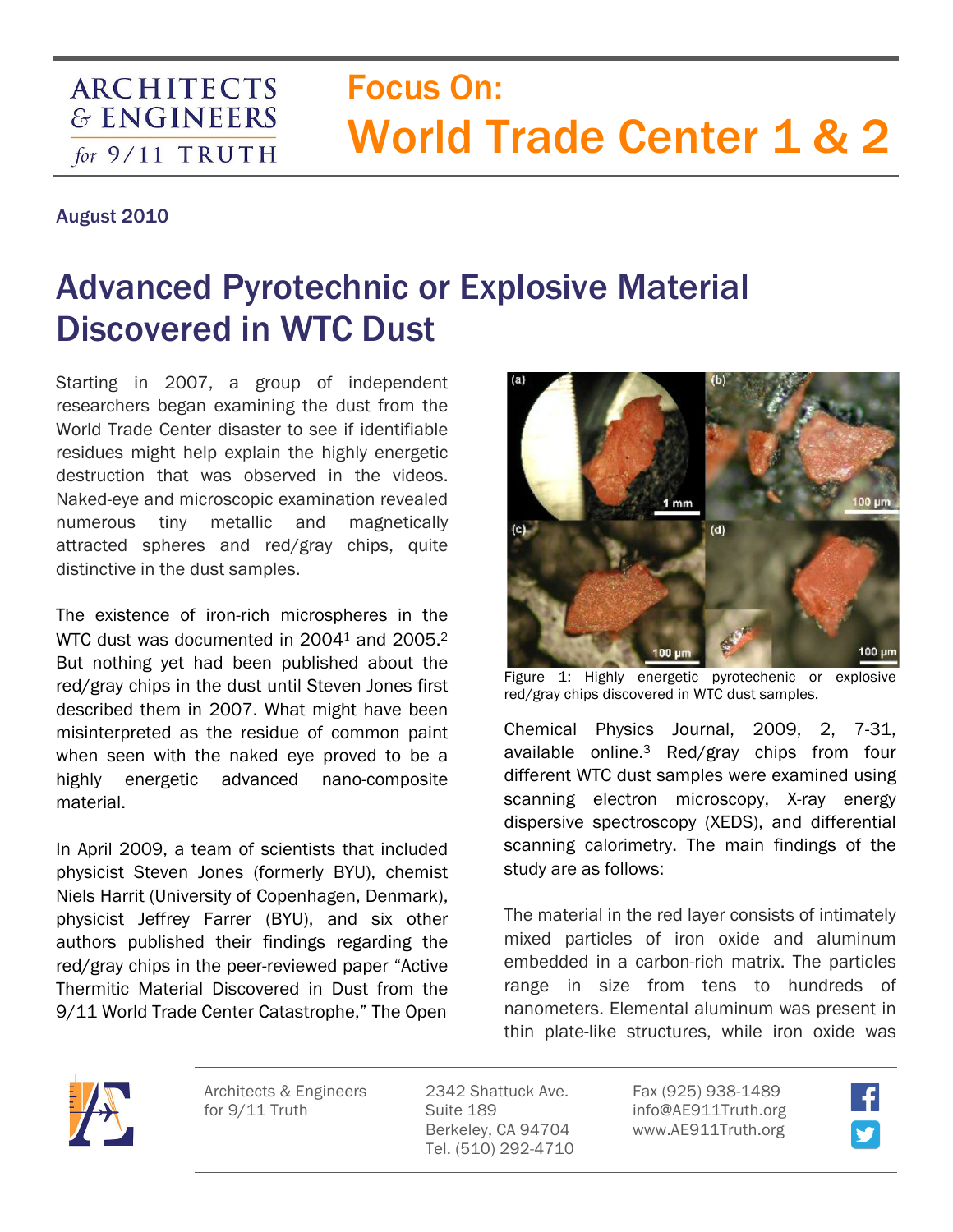# Focus On: World Trade Center 1 & 2

August 2010

## Advanced Pyrotechnic or Explosive Material Discovered in WTC Dust

Starting in 2007, a group of independent researchers began examining the dust from the World Trade Center disaster to see if identifiable residues might help explain the highly energetic destruction that was observed in the videos. Naked-eye and microscopic examination revealed numerous tiny metallic and magnetically attracted spheres and red/gray chips, quite distinctive in the dust samples.

The existence of iron-rich microspheres in the WTC dust was documented in 2004[1] and 2005.[2] But nothing yet had been published about the red/gray chips in the dust until Steven Jones first described them in 2007. What might have been misinterpreted as the residue of common paint when seen with the naked eye proved to be a highly energetic advanced nano-composite material.

In April 2009, a team of scientists that included physicist Steven Jones (formerly BYU), chemist Niels Harrit (University of Copenhagen, Denmark), physicist Jeffrey Farrer (BYU), and six other authors published their findings regarding the red/gray chips in the peer-reviewed paper "Active Thermitic Material Discovered in Dust from the 9/11 World Trade Center Catastrophe," The Open Chemical Physics Journal, 2009, 2, 7-31, available online.[3] Red/gray chips from four different WTC dust samples were examined using scanning electron microscopy, X-ray energy dispersive spectroscopy (XEDS), and differential scanning calorimetry. The main findings of the study are as follows:

Figure 1: Highly energetic pyrotechnic or explosive red/gray chips discovered in WTC dust samples.

The material in the red layer consists of intimately mixed particles of iron oxide and aluminum embedded in a carbon-rich matrix. The particles range in size from tens to hundreds of nanometers. Elemental aluminum was present in thin plate-like structures, while iron oxide was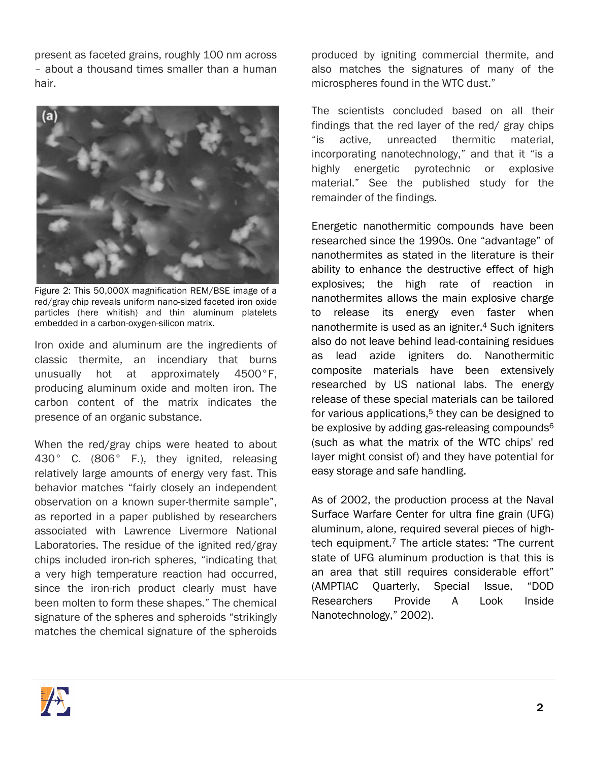present as faceted grains, roughly 100 nm across – about a thousand times smaller than a human hair.

Figure 2: This 50,000X magnification REM/BSE image of a red/gray chip reveals uniform nano-sized faceted iron oxide particles (here whitish) and thin aluminum platelets embedded in a carbon-oxygen-silicon matrix.

Iron oxide and aluminum are the ingredients of classic thermite, an incendiary that burns unusually hot at approximately 4500°F, producing aluminum oxide and molten iron. The carbon content of the matrix indicates the presence of an organic substance.

When the red/gray chips were heated to about 430° C. (806° F.), they ignited, releasing relatively large amounts of energy very fast. This behavior matches "fairly closely an independent observation on a known super-thermite sample", as reported in a paper published by researchers associated with Lawrence Livermore National Laboratories. The residue of the ignited red/gray chips included iron-rich spheres, "indicating that a very high temperature reaction had occurred, since the iron-rich product clearly must have been molten to form these shapes." The chemical signature of the spheres and spheroids "strikingly matches the chemical signature of the spheroids produced by igniting commercial thermite, and also matches the signatures of many of the microspheres found in the WTC dust."

The scientists concluded based on all their findings that the red layer of the red/ gray chips "is active, unreacted thermitic material, incorporating nanotechnology," and that it "is a highly energetic pyrotechnic or explosive material." See the published study for the remainder of the findings.

Energetic nanothermitic compounds have been researched since the 1990s. One "advantage" of nanothermites as stated in the literature is their ability to enhance the destructive effect of high explosives; the high rate of reaction in nanothermites allows the main explosive charge to release its energy even faster when nanothermite is used as an igniter.[4] Such igniters also do not leave behind lead-containing residues as lead azide igniters do. Nanothermitic composite materials have been extensively researched by US national labs. The energy release of these special materials can be tailored for various applications,[5] they can be designed to be explosive by adding gas-releasing compounds[6] (such as what the matrix of the WTC chips' red layer might consist of) and they have potential for easy storage and safe handling.

As of 2002, the production process at the Naval Surface Warfare Center for ultra fine grain (UFG) aluminum, alone, required several pieces of high-tech equipment.[7] The article states: "The current state of UFG aluminum production is that this is an area that still requires considerable effort" (AMPTIAC Quarterly, Special Issue, "DOD Researchers Provide A Look Inside Nanotechnology," 2002).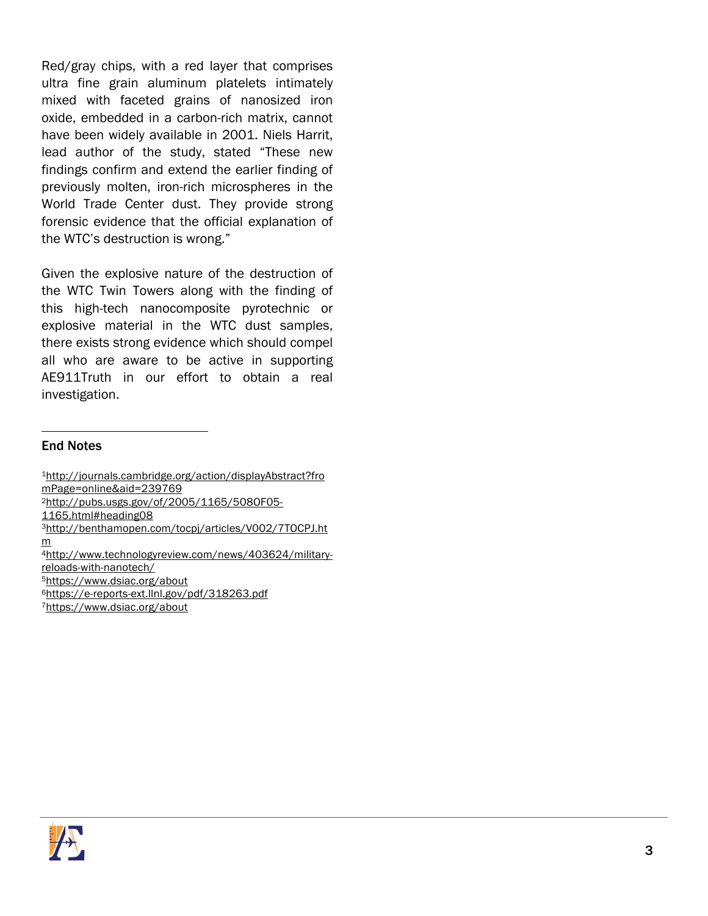Red/gray chips, with a red layer that comprises ultra fine grain aluminum platelets intimately mixed with faceted grains of nanosized iron oxide, embedded in a carbon-rich matrix, cannot have been widely available in 2001. Niels Harrit, lead author of the study, stated "These new findings confirm and extend the earlier finding of previously molten, iron-rich microspheres in the World Trade Center dust. They provide strong forensic evidence that the official explanation of the WTC's destruction is wrong."

Given the explosive nature of the destruction of the WTC Twin Towers along with the finding of this high-tech nanocomposite pyrotechnic or explosive material in the WTC dust samples, there exists strong evidence which should compel all who are aware to be active in supporting AE911Truth in our effort to obtain a real investigation.

---

## End Notes

[1] http://journals.cambridge.org/action/displayAbstract?fromPage=online&aid=239769
[2] http://pubs.usgs.gov/of/2005/1165/508OF05-1165.html#heading08
[3] http://benthamopen.com/tocpj/articles/V002/7TOCPJ.htm
[4] http://www.technologyreview.com/news/403624/military-reloads-with-nanotech/
[5] https://www.dsiac.org/about
[6] https://e-reports-ext.llnl.gov/pdf/318263.pdf
[7] https://www.dsiac.org/about